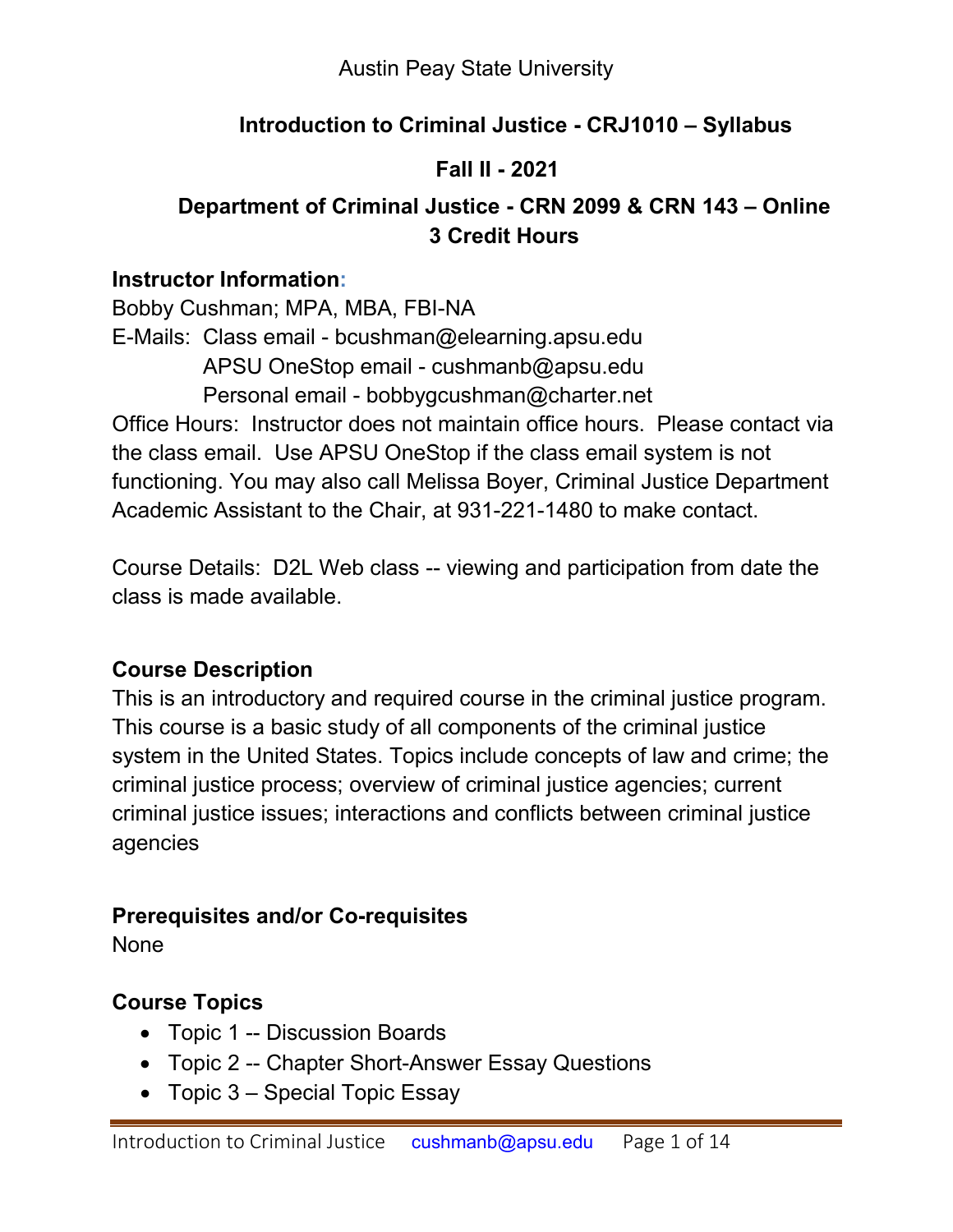Austin Peay State University

# Introduction to Criminal Justice - CRJ1010 – Syllabus

## Fall II - 2021

## Department of Criminal Justice - CRN 2099 & CRN 143 – Online 3 Credit Hours

### Instructor Information:

Bobby Cushman; MPA, MBA, FBI-NA

E-Mails: Class email - bcushman@elearning.apsu.edu
APSU OneStop email - cushmanb@apsu.edu
Personal email - bobbygcushman@charter.net

Office Hours: Instructor does not maintain office hours. Please contact via the class email. Use APSU OneStop if the class email system is not functioning. You may also call Melissa Boyer, Criminal Justice Department Academic Assistant to the Chair, at 931-221-1480 to make contact.

Course Details: D2L Web class -- viewing and participation from date the class is made available.

### Course Description

This is an introductory and required course in the criminal justice program. This course is a basic study of all components of the criminal justice system in the United States. Topics include concepts of law and crime; the criminal justice process; overview of criminal justice agencies; current criminal justice issues; interactions and conflicts between criminal justice agencies

### Prerequisites and/or Co-requisites

None

### Course Topics

- Topic 1 -- Discussion Boards
- Topic 2 -- Chapter Short-Answer Essay Questions
- Topic 3 – Special Topic Essay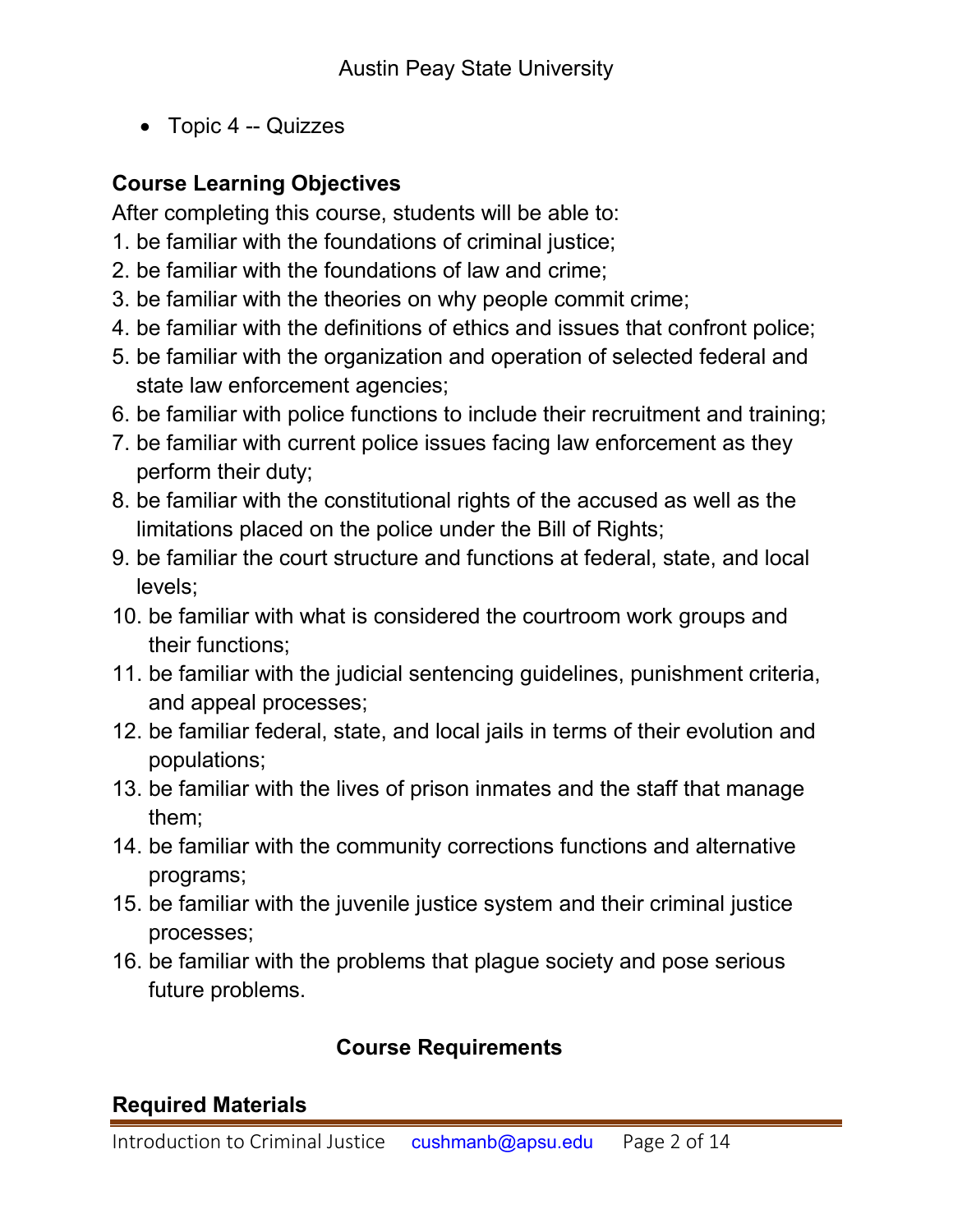- Topic 4 -- Quizzes

### Course Learning Objectives

After completing this course, students will be able to:

1. be familiar with the foundations of criminal justice;
2. be familiar with the foundations of law and crime;
3. be familiar with the theories on why people commit crime;
4. be familiar with the definitions of ethics and issues that confront police;
5. be familiar with the organization and operation of selected federal and state law enforcement agencies;
6. be familiar with police functions to include their recruitment and training;
7. be familiar with current police issues facing law enforcement as they perform their duty;
8. be familiar with the constitutional rights of the accused as well as the limitations placed on the police under the Bill of Rights;
9. be familiar the court structure and functions at federal, state, and local levels;
10. be familiar with what is considered the courtroom work groups and their functions;
11. be familiar with the judicial sentencing guidelines, punishment criteria, and appeal processes;
12. be familiar federal, state, and local jails in terms of their evolution and populations;
13. be familiar with the lives of prison inmates and the staff that manage them;
14. be familiar with the community corrections functions and alternative programs;
15. be familiar with the juvenile justice system and their criminal justice processes;
16. be familiar with the problems that plague society and pose serious future problems.

## Course Requirements

### Required Materials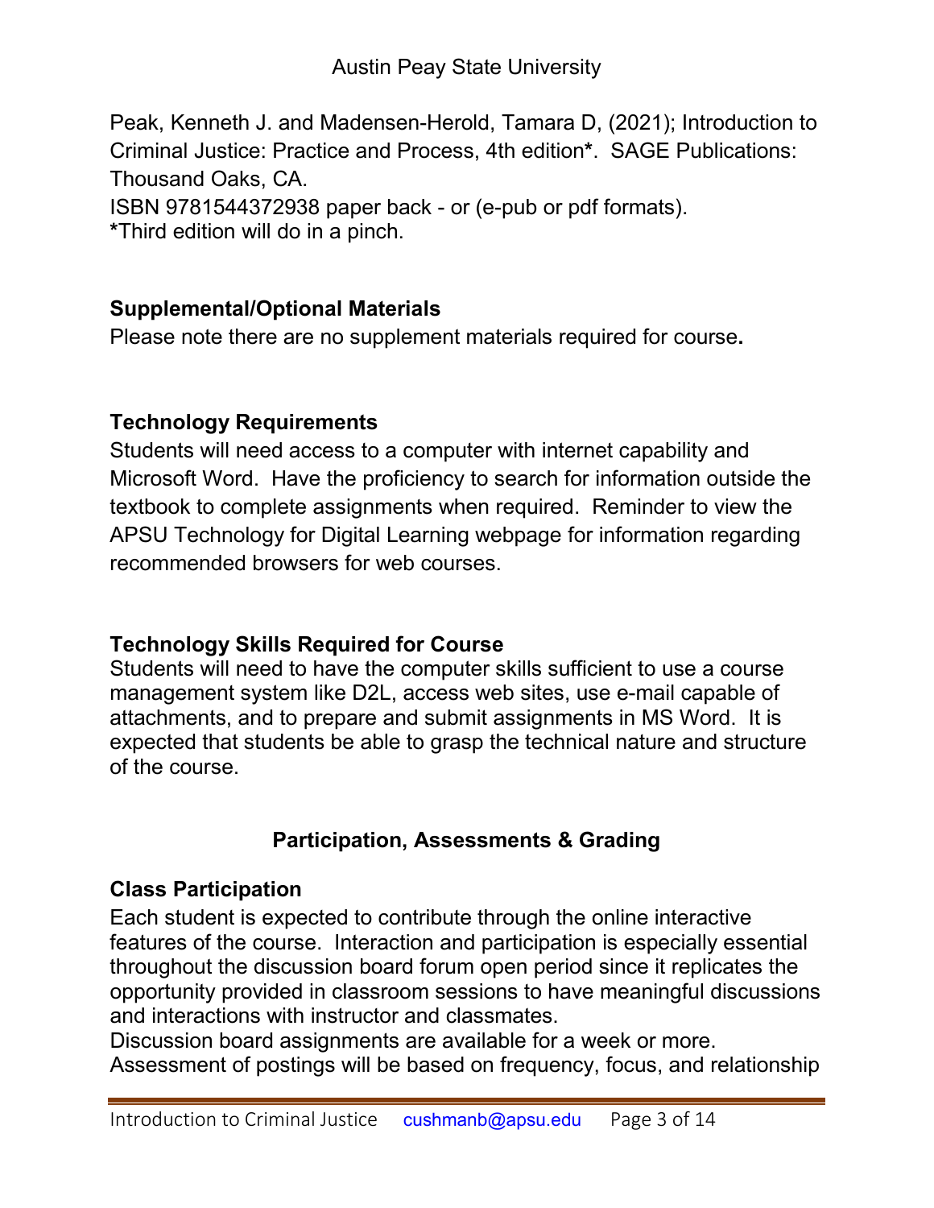Peak, Kenneth J. and Madensen-Herold, Tamara D, (2021); Introduction to Criminal Justice: Practice and Process, 4th edition*. SAGE Publications: Thousand Oaks, CA.
ISBN 9781544372938 paper back - or (e-pub or pdf formats).
*Third edition will do in a pinch.

### Supplemental/Optional Materials

Please note there are no supplement materials required for course**.**

### Technology Requirements

Students will need access to a computer with internet capability and Microsoft Word. Have the proficiency to search for information outside the textbook to complete assignments when required. Reminder to view the APSU Technology for Digital Learning webpage for information regarding recommended browsers for web courses.

### Technology Skills Required for Course

Students will need to have the computer skills sufficient to use a course management system like D2L, access web sites, use e-mail capable of attachments, and to prepare and submit assignments in MS Word. It is expected that students be able to grasp the technical nature and structure of the course.

## Participation, Assessments & Grading

### Class Participation

Each student is expected to contribute through the online interactive features of the course. Interaction and participation is especially essential throughout the discussion board forum open period since it replicates the opportunity provided in classroom sessions to have meaningful discussions and interactions with instructor and classmates.
Discussion board assignments are available for a week or more.
Assessment of postings will be based on frequency, focus, and relationship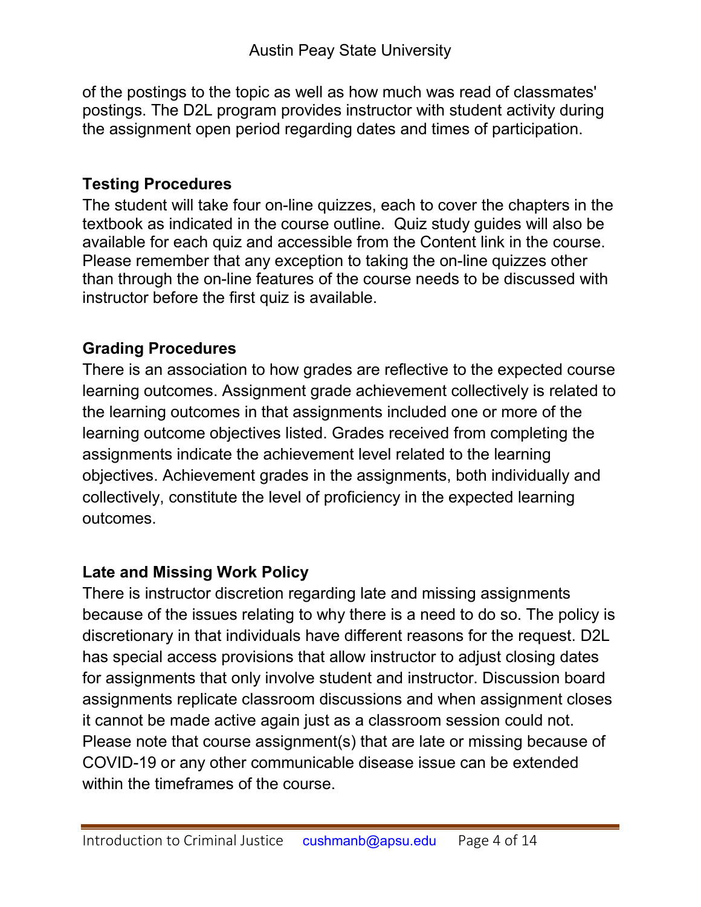of the postings to the topic as well as how much was read of classmates' postings. The D2L program provides instructor with student activity during the assignment open period regarding dates and times of participation.

### Testing Procedures

The student will take four on-line quizzes, each to cover the chapters in the textbook as indicated in the course outline.  Quiz study guides will also be available for each quiz and accessible from the Content link in the course. Please remember that any exception to taking the on-line quizzes other than through the on-line features of the course needs to be discussed with instructor before the first quiz is available.

### Grading Procedures

There is an association to how grades are reflective to the expected course learning outcomes. Assignment grade achievement collectively is related to the learning outcomes in that assignments included one or more of the learning outcome objectives listed. Grades received from completing the assignments indicate the achievement level related to the learning objectives. Achievement grades in the assignments, both individually and collectively, constitute the level of proficiency in the expected learning outcomes.

### Late and Missing Work Policy

There is instructor discretion regarding late and missing assignments because of the issues relating to why there is a need to do so. The policy is discretionary in that individuals have different reasons for the request. D2L has special access provisions that allow instructor to adjust closing dates for assignments that only involve student and instructor. Discussion board assignments replicate classroom discussions and when assignment closes it cannot be made active again just as a classroom session could not. Please note that course assignment(s) that are late or missing because of COVID-19 or any other communicable disease issue can be extended within the timeframes of the course.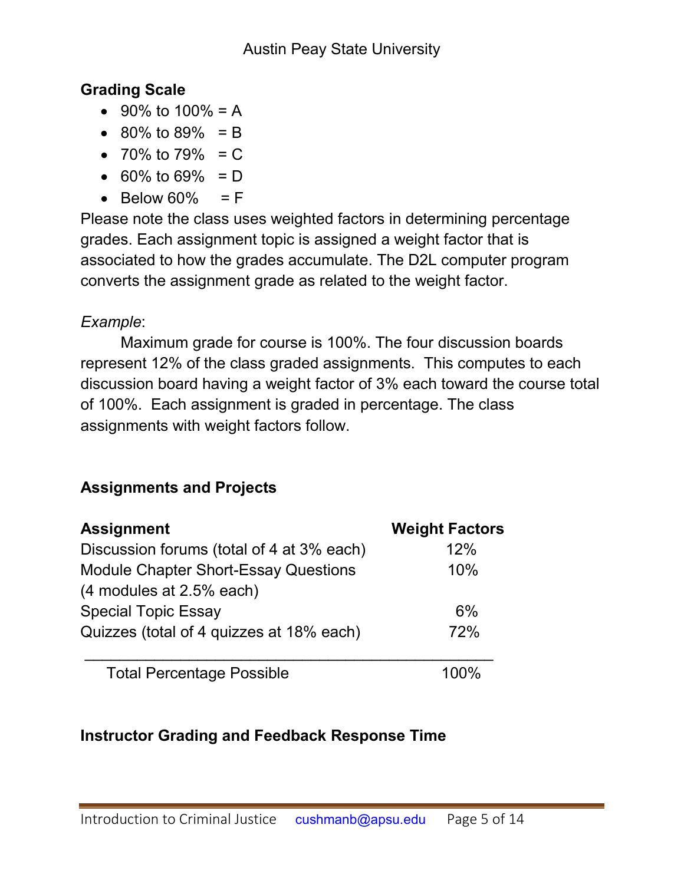## Grading Scale

- 90% to 100% = A
- 80% to 89% = B
- 70% to 79% = C
- 60% to 69% = D
- Below 60% = F

Please note the class uses weighted factors in determining percentage grades. Each assignment topic is assigned a weight factor that is associated to how the grades accumulate. The D2L computer program converts the assignment grade as related to the weight factor.

*Example*:

Maximum grade for course is 100%. The four discussion boards represent 12% of the class graded assignments. This computes to each discussion board having a weight factor of 3% each toward the course total of 100%. Each assignment is graded in percentage. The class assignments with weight factors follow.

## Assignments and Projects

| Assignment | Weight Factors |
| --- | --- |
| Discussion forums (total of 4 at 3% each) | 12% |
| Module Chapter Short-Essay Questions (4 modules at 2.5% each) | 10% |
| Special Topic Essay | 6% |
| Quizzes (total of 4 quizzes at 18% each) | 72% |
| Total Percentage Possible | 100% |

## Instructor Grading and Feedback Response Time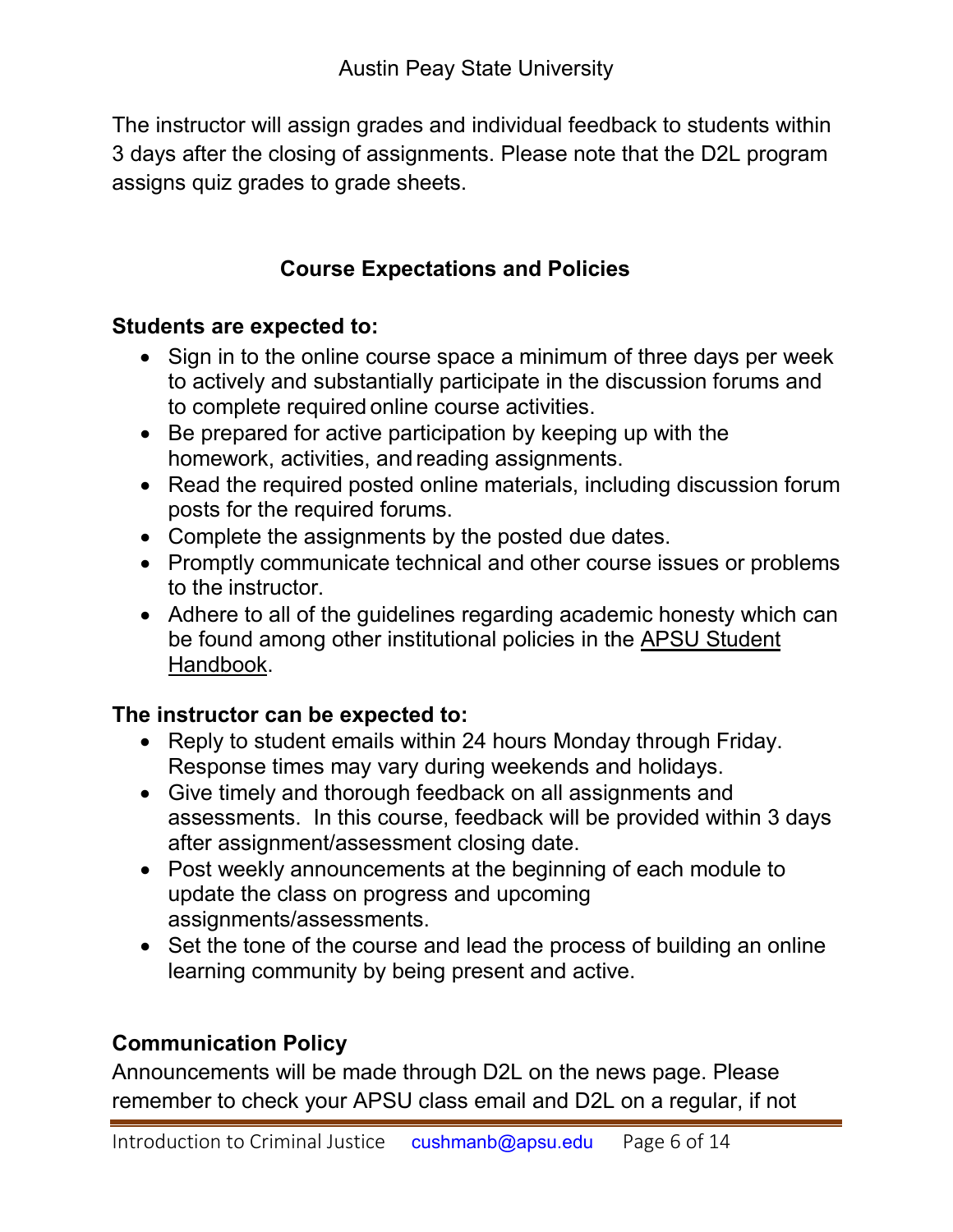The instructor will assign grades and individual feedback to students within 3 days after the closing of assignments. Please note that the D2L program assigns quiz grades to grade sheets.

## Course Expectations and Policies

**Students are expected to:**

- Sign in to the online course space a minimum of three days per week to actively and substantially participate in the discussion forums and to complete required online course activities.
- Be prepared for active participation by keeping up with the homework, activities, and reading assignments.
- Read the required posted online materials, including discussion forum posts for the required forums.
- Complete the assignments by the posted due dates.
- Promptly communicate technical and other course issues or problems to the instructor.
- Adhere to all of the guidelines regarding academic honesty which can be found among other institutional policies in the APSU Student Handbook.

**The instructor can be expected to:**

- Reply to student emails within 24 hours Monday through Friday. Response times may vary during weekends and holidays.
- Give timely and thorough feedback on all assignments and assessments. In this course, feedback will be provided within 3 days after assignment/assessment closing date.
- Post weekly announcements at the beginning of each module to update the class on progress and upcoming assignments/assessments.
- Set the tone of the course and lead the process of building an online learning community by being present and active.

### Communication Policy

Announcements will be made through D2L on the news page. Please remember to check your APSU class email and D2L on a regular, if not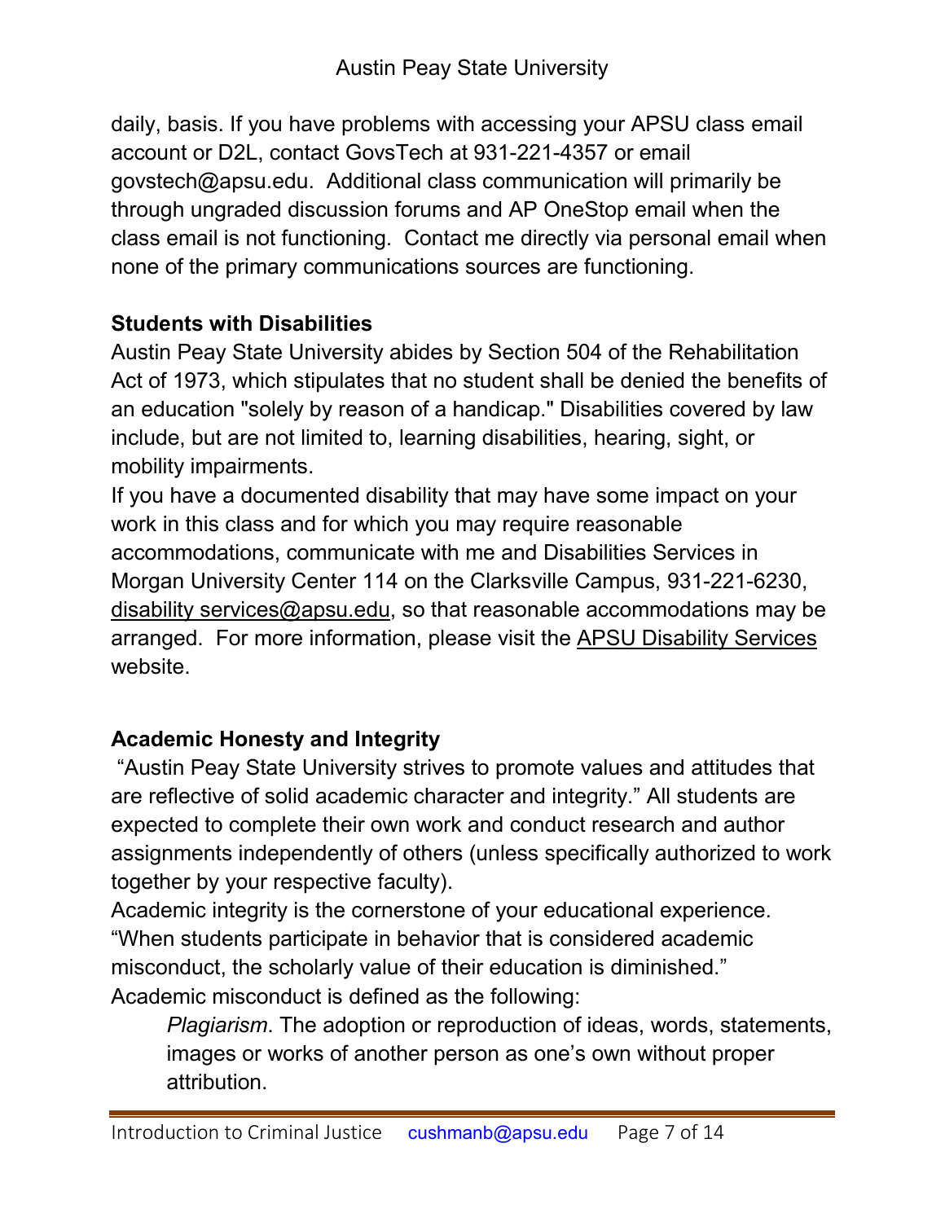daily, basis. If you have problems with accessing your APSU class email account or D2L, contact GovsTech at 931-221-4357 or email govstech@apsu.edu. Additional class communication will primarily be through ungraded discussion forums and AP OneStop email when the class email is not functioning. Contact me directly via personal email when none of the primary communications sources are functioning.

**Students with Disabilities**

Austin Peay State University abides by Section 504 of the Rehabilitation Act of 1973, which stipulates that no student shall be denied the benefits of an education "solely by reason of a handicap." Disabilities covered by law include, but are not limited to, learning disabilities, hearing, sight, or mobility impairments.

If you have a documented disability that may have some impact on your work in this class and for which you may require reasonable accommodations, communicate with me and Disabilities Services in Morgan University Center 114 on the Clarksville Campus, 931-221-6230, disability services@apsu.edu, so that reasonable accommodations may be arranged. For more information, please visit the APSU Disability Services website.

**Academic Honesty and Integrity**

"Austin Peay State University strives to promote values and attitudes that are reflective of solid academic character and integrity." All students are expected to complete their own work and conduct research and author assignments independently of others (unless specifically authorized to work together by your respective faculty).

Academic integrity is the cornerstone of your educational experience. "When students participate in behavior that is considered academic misconduct, the scholarly value of their education is diminished."

Academic misconduct is defined as the following:

*Plagiarism*. The adoption or reproduction of ideas, words, statements, images or works of another person as one's own without proper attribution.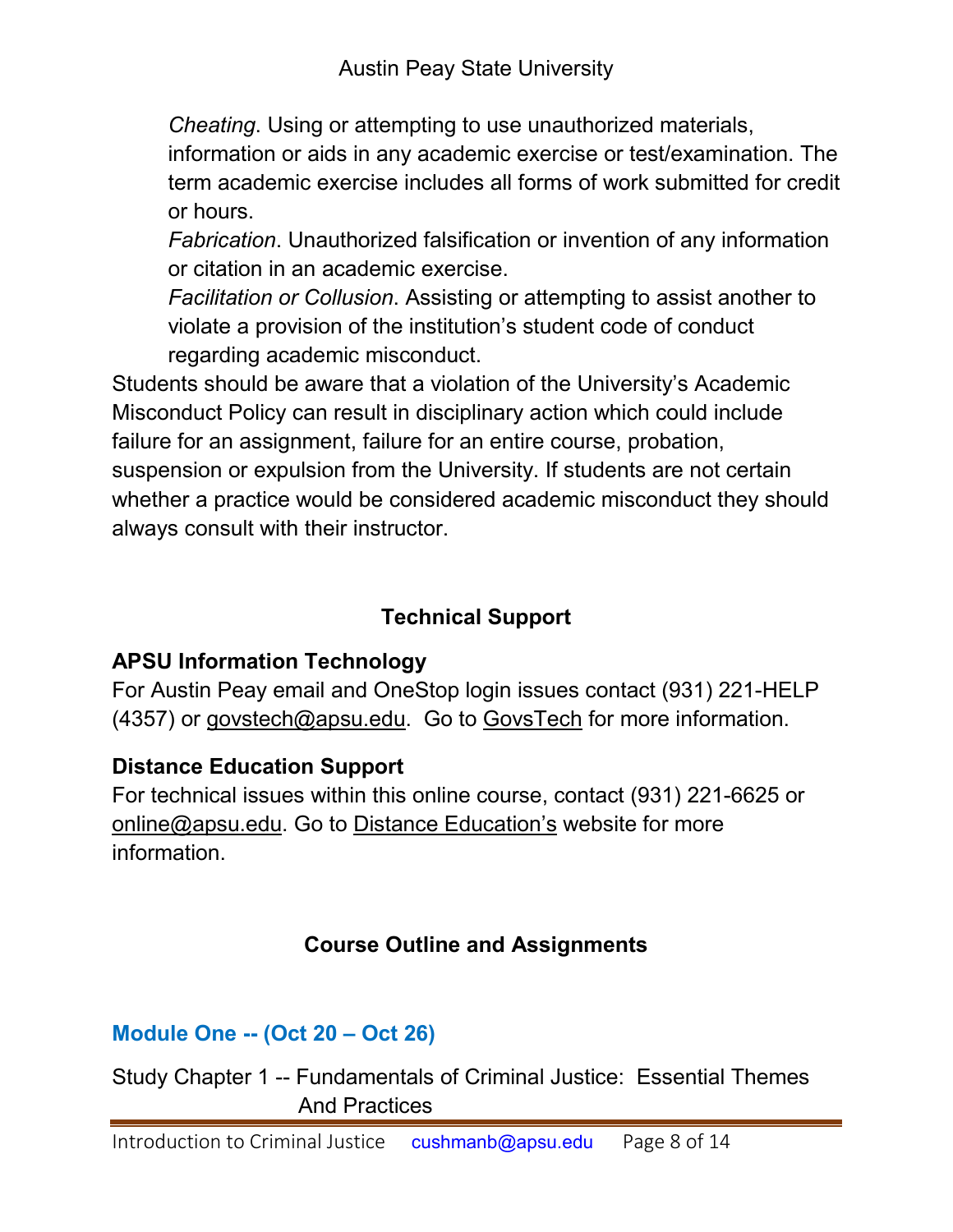*Cheating*. Using or attempting to use unauthorized materials, information or aids in any academic exercise or test/examination. The term academic exercise includes all forms of work submitted for credit or hours.

*Fabrication*. Unauthorized falsification or invention of any information or citation in an academic exercise.

*Facilitation or Collusion*. Assisting or attempting to assist another to violate a provision of the institution's student code of conduct regarding academic misconduct.

Students should be aware that a violation of the University's Academic Misconduct Policy can result in disciplinary action which could include failure for an assignment, failure for an entire course, probation, suspension or expulsion from the University. If students are not certain whether a practice would be considered academic misconduct they should always consult with their instructor.

## Technical Support

### APSU Information Technology

For Austin Peay email and OneStop login issues contact (931) 221-HELP (4357) or govstech@apsu.edu. Go to GovsTech for more information.

### Distance Education Support

For technical issues within this online course, contact (931) 221-6625 or online@apsu.edu. Go to Distance Education's website for more information.

## Course Outline and Assignments

### Module One -- (Oct 20 – Oct 26)

Study Chapter 1 -- Fundamentals of Criminal Justice: Essential Themes And Practices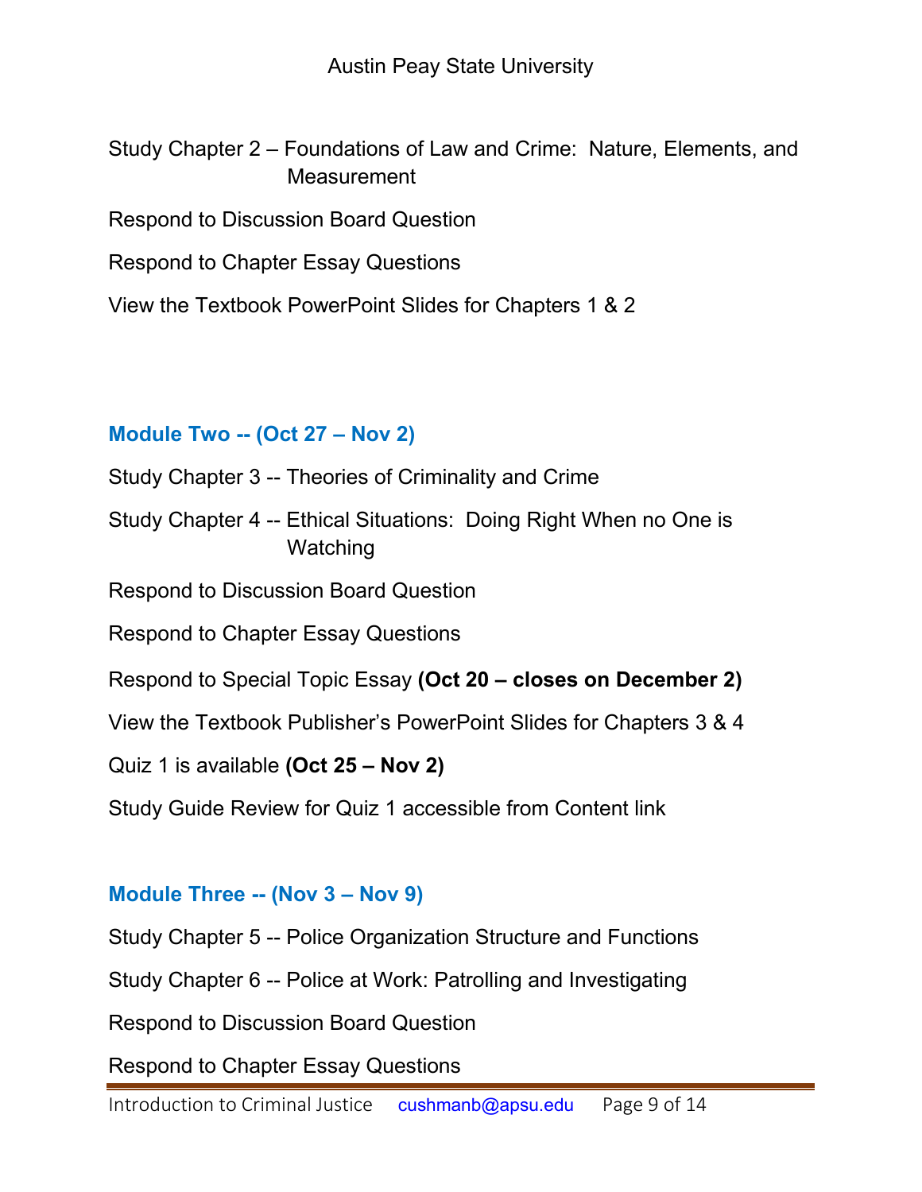Study Chapter 2 – Foundations of Law and Crime: Nature, Elements, and Measurement

Respond to Discussion Board Question

Respond to Chapter Essay Questions

View the Textbook PowerPoint Slides for Chapters 1 & 2

## Module Two -- (Oct 27 – Nov 2)

Study Chapter 3 -- Theories of Criminality and Crime

Study Chapter 4 -- Ethical Situations: Doing Right When no One is Watching

Respond to Discussion Board Question

Respond to Chapter Essay Questions

Respond to Special Topic Essay **(Oct 20 – closes on December 2)**

View the Textbook Publisher's PowerPoint Slides for Chapters 3 & 4

Quiz 1 is available **(Oct 25 – Nov 2)**

Study Guide Review for Quiz 1 accessible from Content link

## Module Three -- (Nov 3 – Nov 9)

Study Chapter 5 -- Police Organization Structure and Functions

Study Chapter 6 -- Police at Work: Patrolling and Investigating

Respond to Discussion Board Question

Respond to Chapter Essay Questions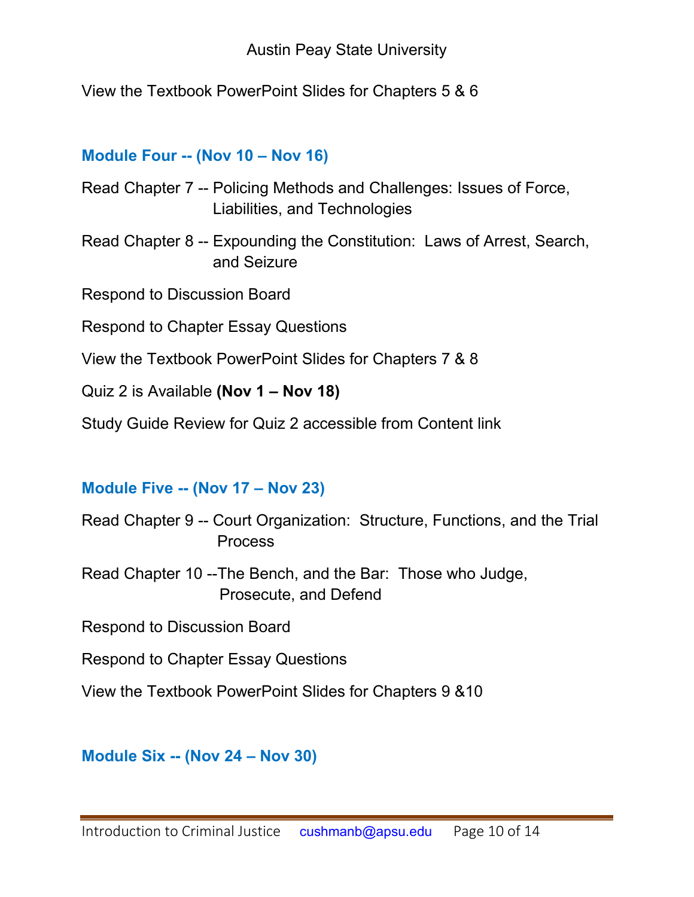View the Textbook PowerPoint Slides for Chapters 5 & 6

## Module Four -- (Nov 10 – Nov 16)

Read Chapter 7 -- Policing Methods and Challenges: Issues of Force, Liabilities, and Technologies

Read Chapter 8 -- Expounding the Constitution: Laws of Arrest, Search, and Seizure

Respond to Discussion Board

Respond to Chapter Essay Questions

View the Textbook PowerPoint Slides for Chapters 7 & 8

Quiz 2 is Available **(Nov 1 – Nov 18)**

Study Guide Review for Quiz 2 accessible from Content link

## Module Five -- (Nov 17 – Nov 23)

Read Chapter 9 -- Court Organization: Structure, Functions, and the Trial Process

Read Chapter 10 --The Bench, and the Bar: Those who Judge, Prosecute, and Defend

Respond to Discussion Board

Respond to Chapter Essay Questions

View the Textbook PowerPoint Slides for Chapters 9 &10

## Module Six -- (Nov 24 – Nov 30)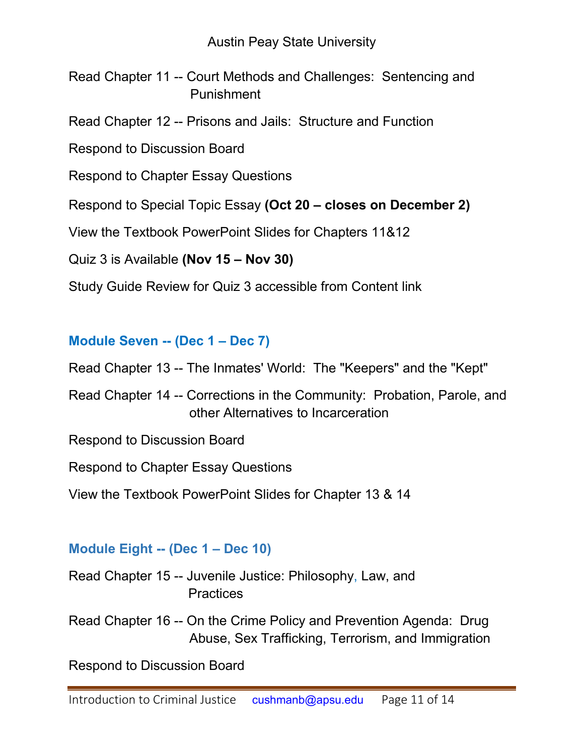Read Chapter 11 -- Court Methods and Challenges: Sentencing and Punishment

Read Chapter 12 -- Prisons and Jails: Structure and Function

Respond to Discussion Board

Respond to Chapter Essay Questions

Respond to Special Topic Essay **(Oct 20 – closes on December 2)**

View the Textbook PowerPoint Slides for Chapters 11&12

Quiz 3 is Available **(Nov 15 – Nov 30)**

Study Guide Review for Quiz 3 accessible from Content link

## Module Seven -- (Dec 1 – Dec 7)

Read Chapter 13 -- The Inmates' World: The "Keepers" and the "Kept"

Read Chapter 14 -- Corrections in the Community: Probation, Parole, and other Alternatives to Incarceration

Respond to Discussion Board

Respond to Chapter Essay Questions

View the Textbook PowerPoint Slides for Chapter 13 & 14

## Module Eight -- (Dec 1 – Dec 10)

Read Chapter 15 -- Juvenile Justice: Philosophy, Law, and Practices

Read Chapter 16 -- On the Crime Policy and Prevention Agenda: Drug Abuse, Sex Trafficking, Terrorism, and Immigration

Respond to Discussion Board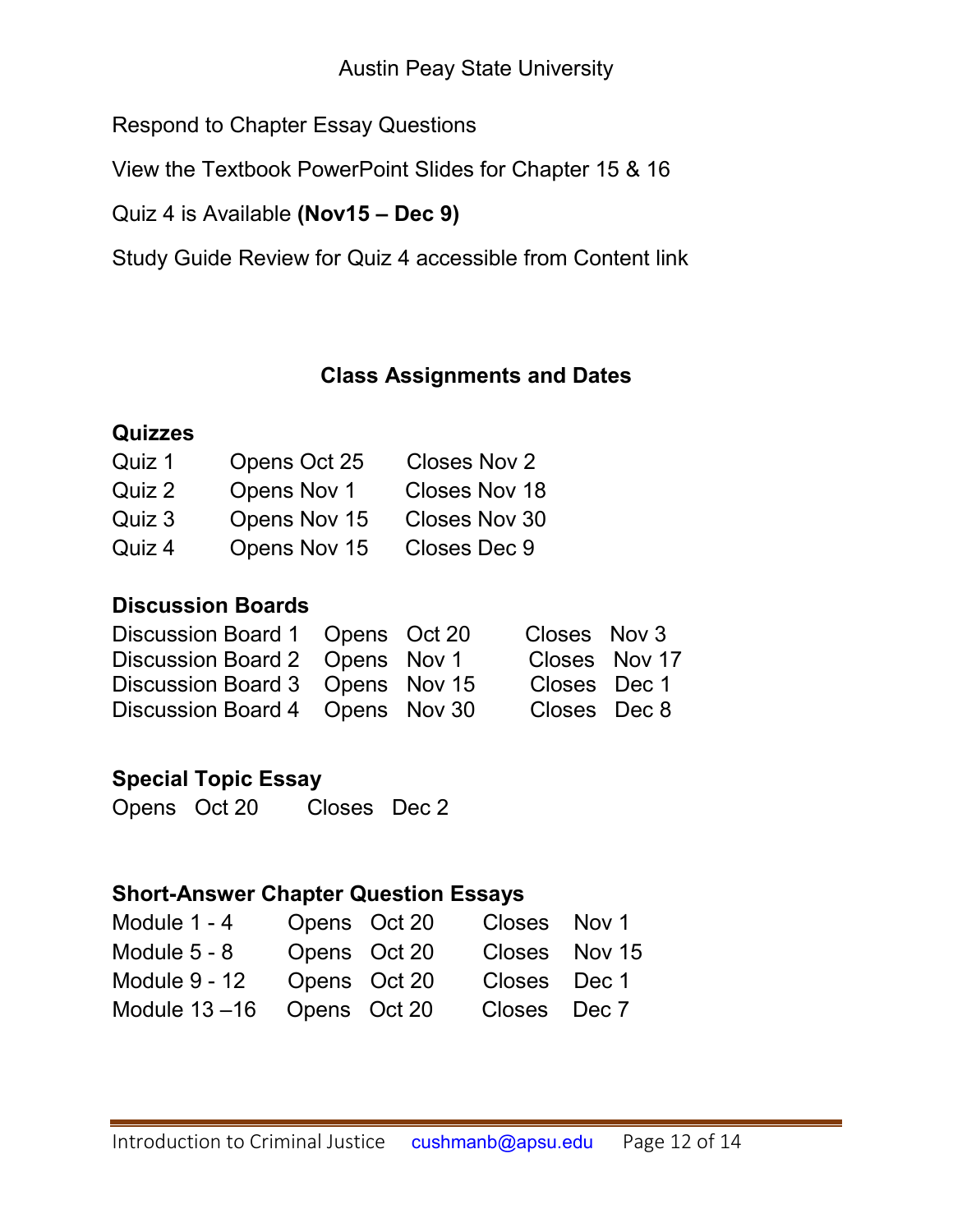Respond to Chapter Essay Questions

View the Textbook PowerPoint Slides for Chapter 15 & 16

Quiz 4 is Available **(Nov15 – Dec 9)**

Study Guide Review for Quiz 4 accessible from Content link

## Class Assignments and Dates

**Quizzes**

| Quiz | Opens | Closes |
|---|---|---|
| Quiz 1 | Opens Oct 25 | Closes Nov 2 |
| Quiz 2 | Opens Nov 1 | Closes Nov 18 |
| Quiz 3 | Opens Nov 15 | Closes Nov 30 |
| Quiz 4 | Opens Nov 15 | Closes Dec 9 |

**Discussion Boards**

| Discussion Board | Opens | | Closes | |
|---|---|---|---|---|
| Discussion Board 1 | Opens | Oct 20 | Closes | Nov 3 |
| Discussion Board 2 | Opens | Nov 1 | Closes | Nov 17 |
| Discussion Board 3 | Opens | Nov 15 | Closes | Dec 1 |
| Discussion Board 4 | Opens | Nov 30 | Closes | Dec 8 |

**Special Topic Essay**

Opens Oct 20 Closes Dec 2

**Short-Answer Chapter Question Essays**

| Module | Opens | | Closes | |
|---|---|---|---|---|
| Module 1 - 4 | Opens | Oct 20 | Closes | Nov 1 |
| Module 5 - 8 | Opens | Oct 20 | Closes | Nov 15 |
| Module 9 - 12 | Opens | Oct 20 | Closes | Dec 1 |
| Module 13 –16 | Opens | Oct 20 | Closes | Dec 7 |